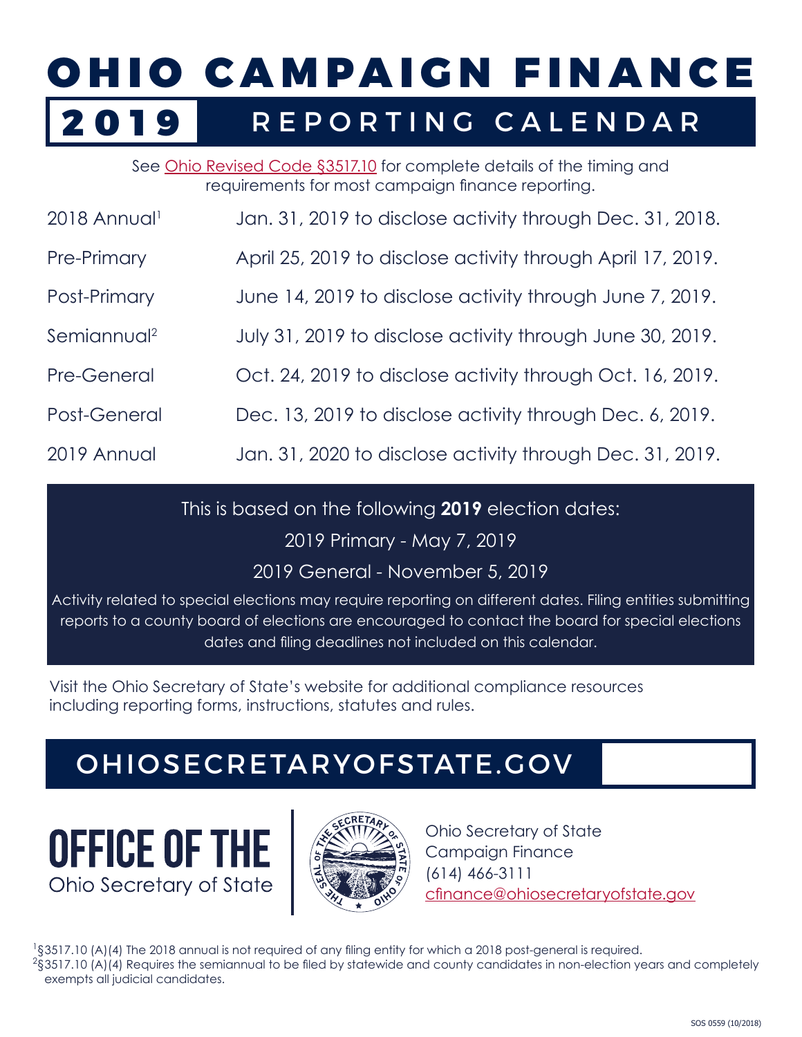# OHIO CAMPAIGN FINANCE

## 2019 REPORTING CALENDAR

See Ohio Revised Code §3517.10 for complete details of the timing and requirements for most campaign finance reporting.

| | |
|---|---|
| 2018 Annual[1] | Jan. 31, 2019 to disclose activity through Dec. 31, 2018. |
| Pre-Primary | April 25, 2019 to disclose activity through April 17, 2019. |
| Post-Primary | June 14, 2019 to disclose activity through June 7, 2019. |
| Semiannual[2] | July 31, 2019 to disclose activity through June 30, 2019. |
| Pre-General | Oct. 24, 2019 to disclose activity through Oct. 16, 2019. |
| Post-General | Dec. 13, 2019 to disclose activity through Dec. 6, 2019. |
| 2019 Annual | Jan. 31, 2020 to disclose activity through Dec. 31, 2019. |

This is based on the following **2019** election dates:

2019 Primary - May 7, 2019

2019 General - November 5, 2019

Activity related to special elections may require reporting on different dates. Filing entities submitting reports to a county board of elections are encouraged to contact the board for special elections dates and filing deadlines not included on this calendar.

Visit the Ohio Secretary of State's website for additional compliance resources including reporting forms, instructions, statutes and rules.

## OHIOSECRETARYOFSTATE.GOV

**OFFICE OF THE**
Ohio Secretary of State

Ohio Secretary of State
Campaign Finance
(614) 466-3111
cfinance@ohiosecretaryofstate.gov

[1] §3517.10 (A)(4) The 2018 annual is not required of any filing entity for which a 2018 post-general is required.
[2] §3517.10 (A)(4) Requires the semiannual to be filed by statewide and county candidates in non-election years and completely exempts all judicial candidates.

SOS 0559 (10/2018)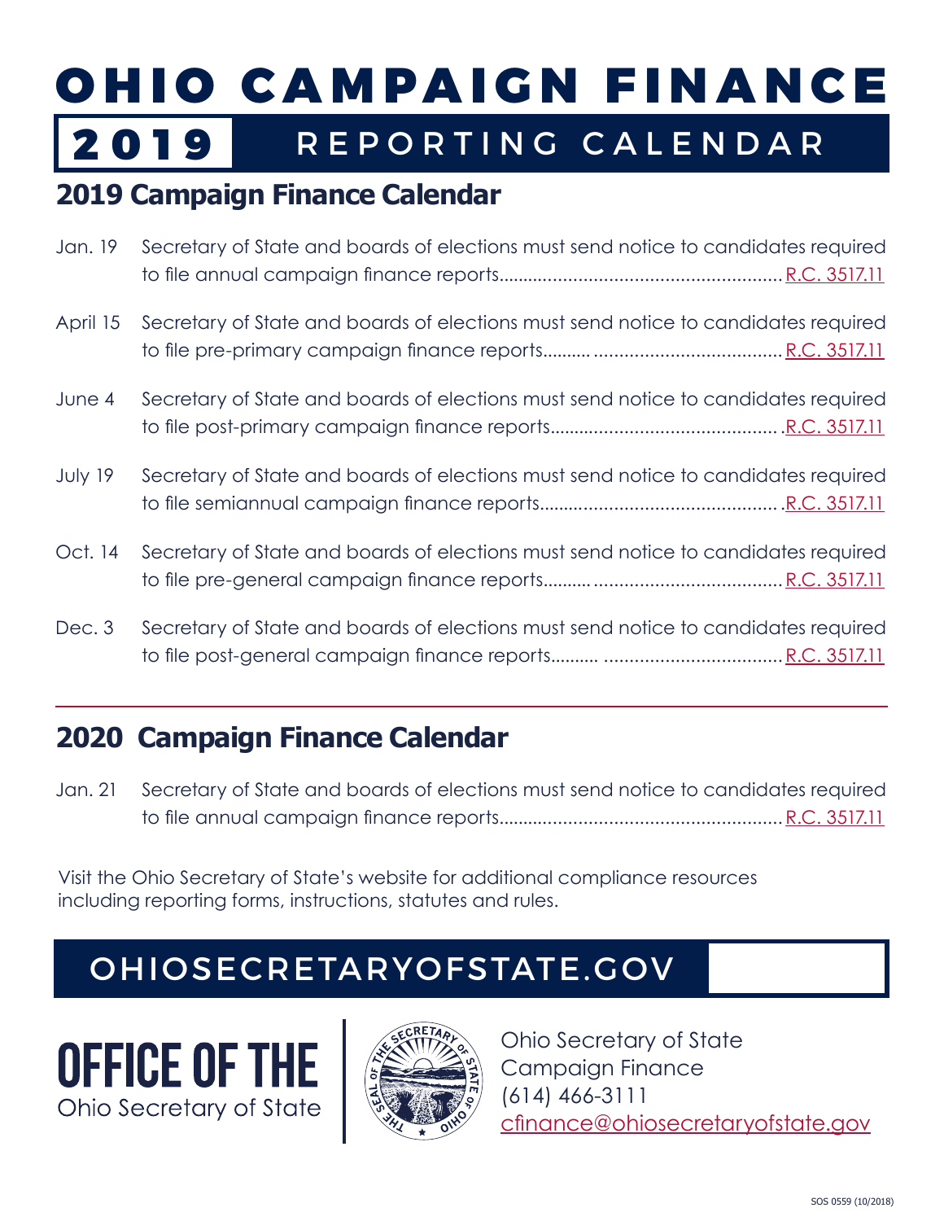# OHIO CAMPAIGN FINANCE

## 2019 REPORTING CALENDAR

## 2019 Campaign Finance Calendar

Jan. 19 Secretary of State and boards of elections must send notice to candidates required to file annual campaign finance reports........................................................ R.C. 3517.11

April 15 Secretary of State and boards of elections must send notice to candidates required to file pre-primary campaign finance reports.......... .................................... R.C. 3517.11

June 4 Secretary of State and boards of elections must send notice to candidates required to file post-primary campaign finance reports............................................. .R.C. 3517.11

July 19 Secretary of State and boards of elections must send notice to candidates required to file semiannual campaign finance reports............................................... .R.C. 3517.11

Oct. 14 Secretary of State and boards of elections must send notice to candidates required to file pre-general campaign finance reports.......... .................................... R.C. 3517.11

Dec. 3 Secretary of State and boards of elections must send notice to candidates required to file post-general campaign finance reports.......... .................................. R.C. 3517.11

## 2020 Campaign Finance Calendar

Jan. 21 Secretary of State and boards of elections must send notice to candidates required to file annual campaign finance reports........................................................ R.C. 3517.11

Visit the Ohio Secretary of State's website for additional compliance resources including reporting forms, instructions, statutes and rules.

OHIOSECRETARYOFSTATE.GOV

OFFICE OF THE
Ohio Secretary of State

Ohio Secretary of State
Campaign Finance
(614) 466-3111
cfinance@ohiosecretaryofstate.gov

SOS 0559 (10/2018)